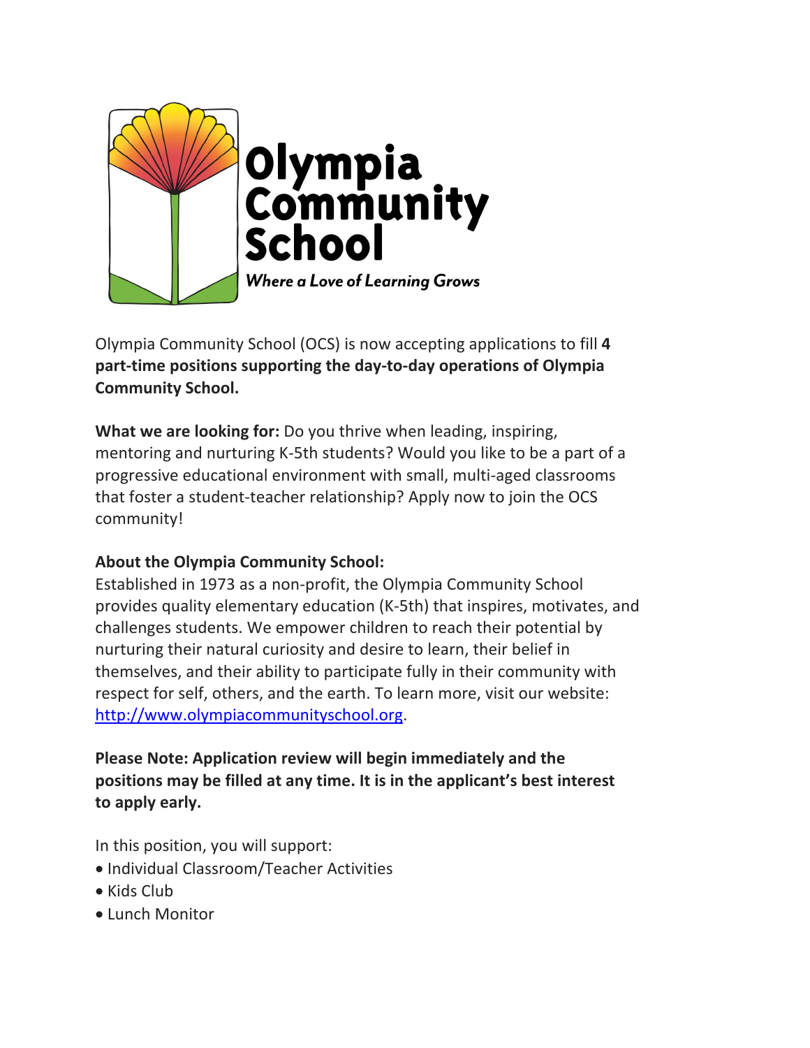# Olympia Community School

*Where a Love of Learning Grows*

Olympia Community School (OCS) is now accepting applications to fill **4 part-time positions supporting the day-to-day operations of Olympia Community School.**

**What we are looking for:** Do you thrive when leading, inspiring, mentoring and nurturing K-5th students? Would you like to be a part of a progressive educational environment with small, multi-aged classrooms that foster a student-teacher relationship? Apply now to join the OCS community!

**About the Olympia Community School:**
Established in 1973 as a non-profit, the Olympia Community School provides quality elementary education (K-5th) that inspires, motivates, and challenges students. We empower children to reach their potential by nurturing their natural curiosity and desire to learn, their belief in themselves, and their ability to participate fully in their community with respect for self, others, and the earth. To learn more, visit our website: [http://www.olympiacommunityschool.org](http://www.olympiacommunityschool.org).

**Please Note: Application review will begin immediately and the positions may be filled at any time. It is in the applicant's best interest to apply early.**

In this position, you will support:

- Individual Classroom/Teacher Activities
- Kids Club
- Lunch Monitor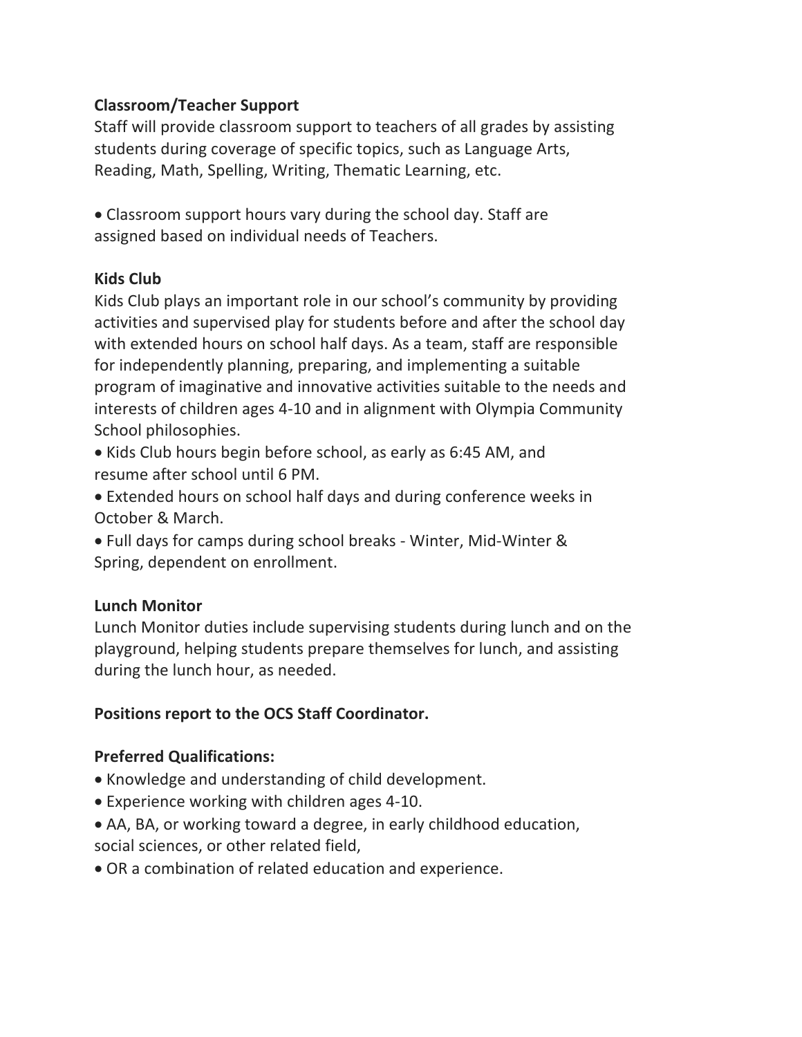**Classroom/Teacher Support**

Staff will provide classroom support to teachers of all grades by assisting students during coverage of specific topics, such as Language Arts, Reading, Math, Spelling, Writing, Thematic Learning, etc.

- Classroom support hours vary during the school day. Staff are assigned based on individual needs of Teachers.

**Kids Club**

Kids Club plays an important role in our school's community by providing activities and supervised play for students before and after the school day with extended hours on school half days. As a team, staff are responsible for independently planning, preparing, and implementing a suitable program of imaginative and innovative activities suitable to the needs and interests of children ages 4-10 and in alignment with Olympia Community School philosophies.

- Kids Club hours begin before school, as early as 6:45 AM, and resume after school until 6 PM.
- Extended hours on school half days and during conference weeks in October & March.
- Full days for camps during school breaks - Winter, Mid-Winter & Spring, dependent on enrollment.

**Lunch Monitor**

Lunch Monitor duties include supervising students during lunch and on the playground, helping students prepare themselves for lunch, and assisting during the lunch hour, as needed.

**Positions report to the OCS Staff Coordinator.**

**Preferred Qualifications:**

- Knowledge and understanding of child development.
- Experience working with children ages 4-10.
- AA, BA, or working toward a degree, in early childhood education, social sciences, or other related field,
- OR a combination of related education and experience.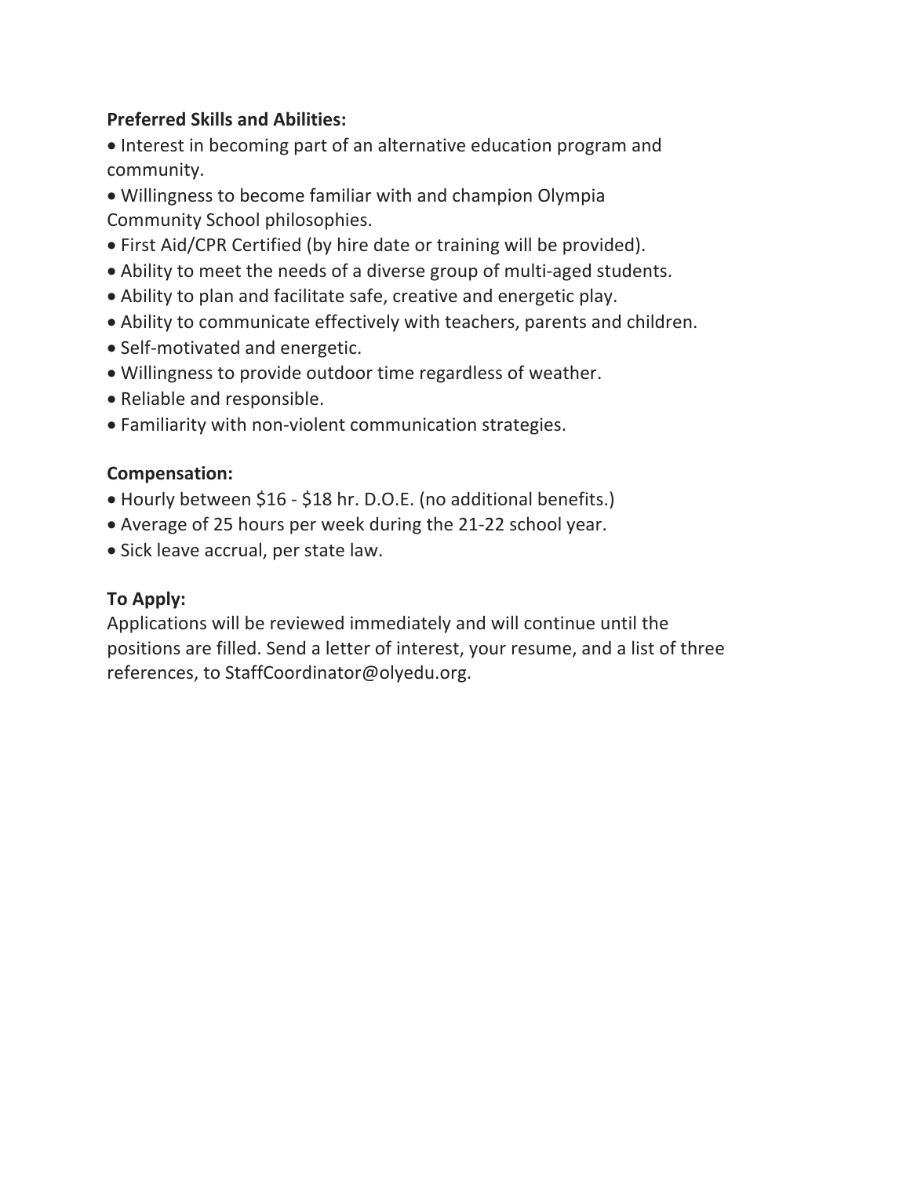**Preferred Skills and Abilities:**

- Interest in becoming part of an alternative education program and community.
- Willingness to become familiar with and champion Olympia Community School philosophies.
- First Aid/CPR Certified (by hire date or training will be provided).
- Ability to meet the needs of a diverse group of multi-aged students.
- Ability to plan and facilitate safe, creative and energetic play.
- Ability to communicate effectively with teachers, parents and children.
- Self-motivated and energetic.
- Willingness to provide outdoor time regardless of weather.
- Reliable and responsible.
- Familiarity with non-violent communication strategies.

**Compensation:**

- Hourly between $16 - $18 hr. D.O.E. (no additional benefits.)
- Average of 25 hours per week during the 21-22 school year.
- Sick leave accrual, per state law.

**To Apply:**

Applications will be reviewed immediately and will continue until the positions are filled. Send a letter of interest, your resume, and a list of three references, to StaffCoordinator@olyedu.org.